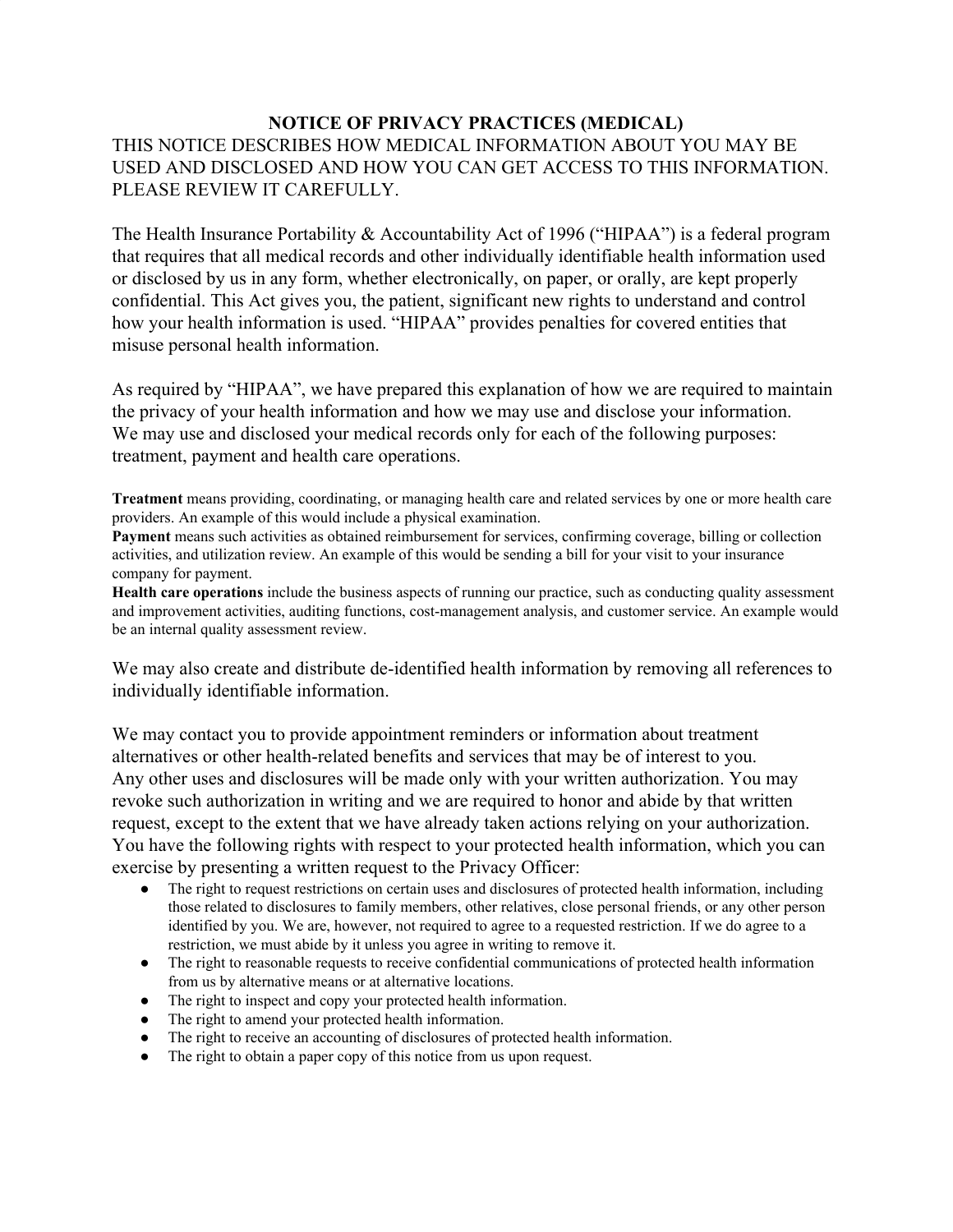# NOTICE OF PRIVACY PRACTICES (MEDICAL)

THIS NOTICE DESCRIBES HOW MEDICAL INFORMATION ABOUT YOU MAY BE USED AND DISCLOSED AND HOW YOU CAN GET ACCESS TO THIS INFORMATION. PLEASE REVIEW IT CAREFULLY.

The Health Insurance Portability & Accountability Act of 1996 ("HIPAA") is a federal program that requires that all medical records and other individually identifiable health information used or disclosed by us in any form, whether electronically, on paper, or orally, are kept properly confidential. This Act gives you, the patient, significant new rights to understand and control how your health information is used. "HIPAA" provides penalties for covered entities that misuse personal health information.

As required by "HIPAA", we have prepared this explanation of how we are required to maintain the privacy of your health information and how we may use and disclose your information. We may use and disclosed your medical records only for each of the following purposes: treatment, payment and health care operations.

**Treatment** means providing, coordinating, or managing health care and related services by one or more health care providers. An example of this would include a physical examination.
**Payment** means such activities as obtained reimbursement for services, confirming coverage, billing or collection activities, and utilization review. An example of this would be sending a bill for your visit to your insurance company for payment.
**Health care operations** include the business aspects of running our practice, such as conducting quality assessment and improvement activities, auditing functions, cost-management analysis, and customer service. An example would be an internal quality assessment review.

We may also create and distribute de-identified health information by removing all references to individually identifiable information.

We may contact you to provide appointment reminders or information about treatment alternatives or other health-related benefits and services that may be of interest to you.
Any other uses and disclosures will be made only with your written authorization. You may revoke such authorization in writing and we are required to honor and abide by that written request, except to the extent that we have already taken actions relying on your authorization.
You have the following rights with respect to your protected health information, which you can exercise by presenting a written request to the Privacy Officer:

- The right to request restrictions on certain uses and disclosures of protected health information, including those related to disclosures to family members, other relatives, close personal friends, or any other person identified by you. We are, however, not required to agree to a requested restriction. If we do agree to a restriction, we must abide by it unless you agree in writing to remove it.
- The right to reasonable requests to receive confidential communications of protected health information from us by alternative means or at alternative locations.
- The right to inspect and copy your protected health information.
- The right to amend your protected health information.
- The right to receive an accounting of disclosures of protected health information.
- The right to obtain a paper copy of this notice from us upon request.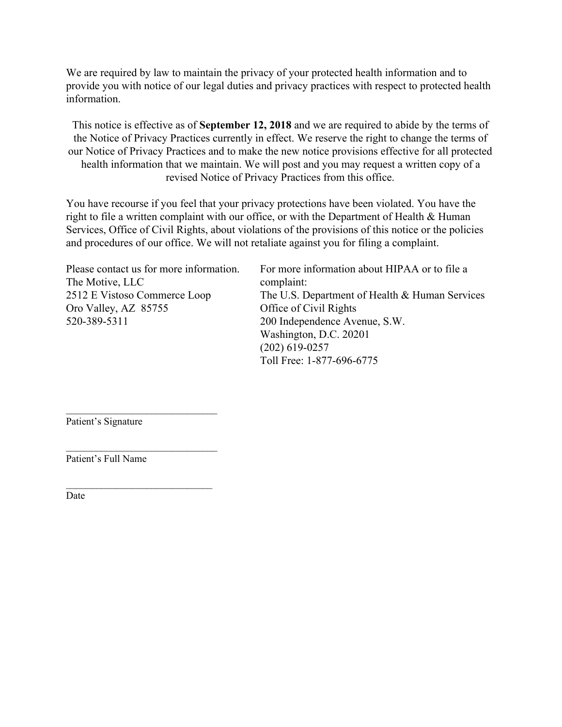We are required by law to maintain the privacy of your protected health information and to provide you with notice of our legal duties and privacy practices with respect to protected health information.

This notice is effective as of **September 12, 2018** and we are required to abide by the terms of the Notice of Privacy Practices currently in effect. We reserve the right to change the terms of our Notice of Privacy Practices and to make the new notice provisions effective for all protected health information that we maintain. We will post and you may request a written copy of a revised Notice of Privacy Practices from this office.

You have recourse if you feel that your privacy protections have been violated. You have the right to file a written complaint with our office, or with the Department of Health & Human Services, Office of Civil Rights, about violations of the provisions of this notice or the policies and procedures of our office. We will not retaliate against you for filing a complaint.

Please contact us for more information.
The Motive, LLC
2512 E Vistoso Commerce Loop
Oro Valley, AZ 85755
520-389-5311

For more information about HIPAA or to file a complaint:
The U.S. Department of Health & Human Services
Office of Civil Rights
200 Independence Avenue, S.W.
Washington, D.C. 20201
(202) 619-0257
Toll Free: 1-877-696-6775

______________________________
Patient's Signature

______________________________
Patient's Full Name

______________________________
Date